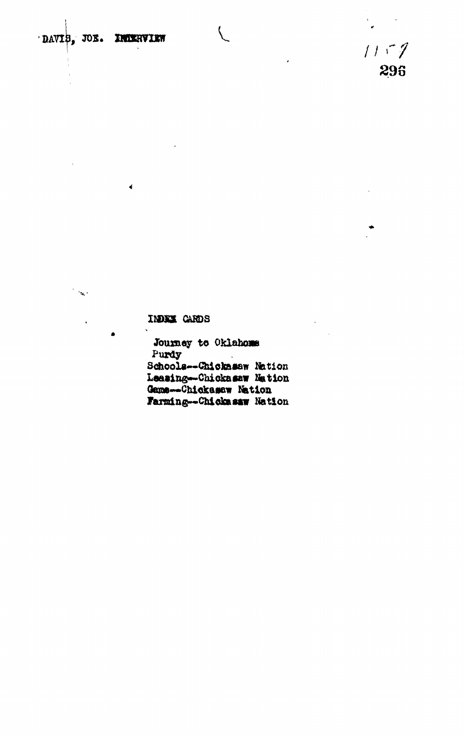DAVIS, JOE. INTERVIEW

1157
296

INDEX CARDS

Journey to Oklahoma
Purdy
Schools--Chickasaw Nation
Leasing--Chickasaw Nation
Game--Chickasaw Nation
Farming--Chickasaw Nation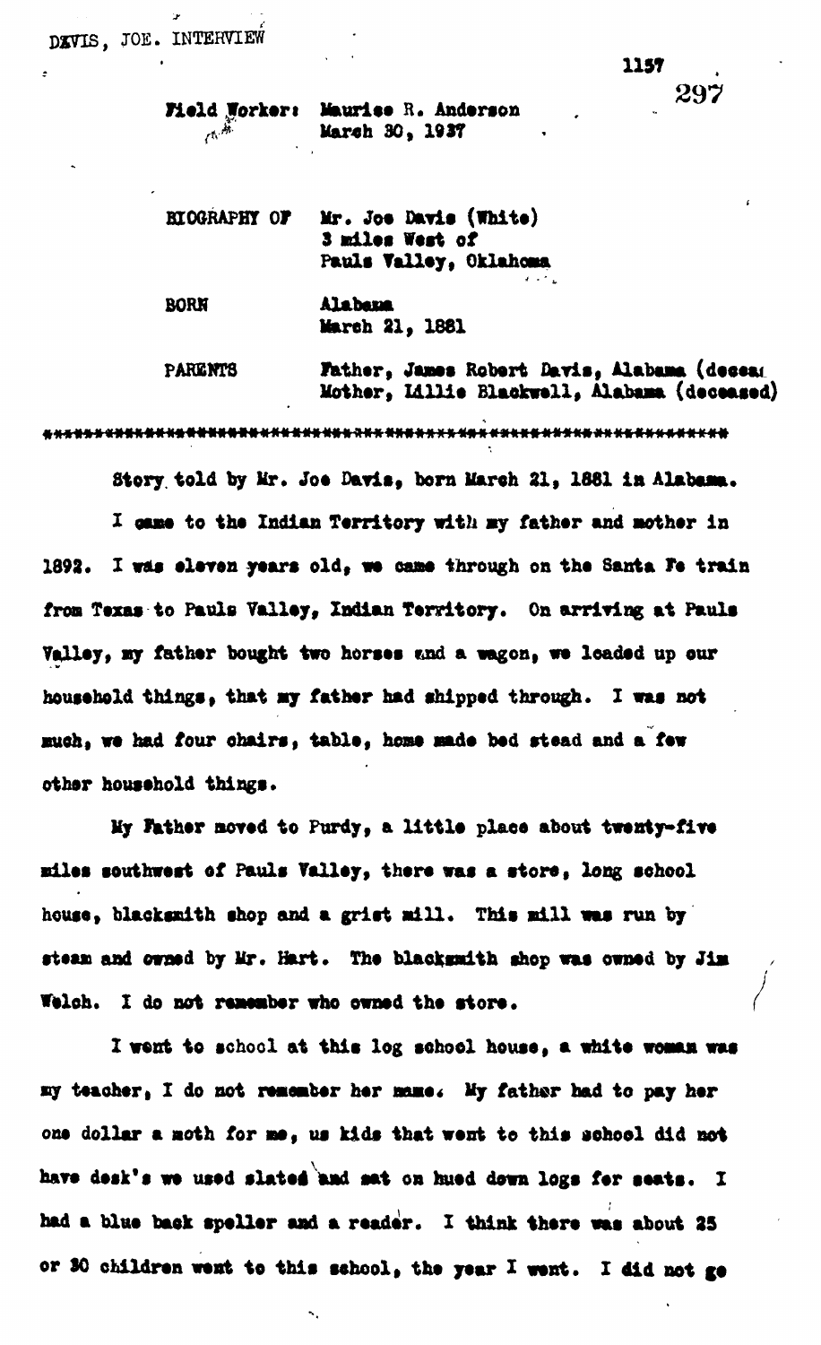Field Worker: Maurice R. Anderson
March 30, 1937

BIOGRAPHY OF Mr. Joe Davis (White)
3 miles West of
Pauls Valley, Oklahoma

BORN Alabama
March 21, 1881

PARENTS Father, James Robert Davis, Alabama (decea
Mother, Lillie Blackwell, Alabama (deceased)

\*\*\*\*\*\*\*\*\*\*\*\*\*\*\*\*\*\*\*\*\*\*\*\*\*\*\*\*\*\*\*\*\*\*\*\*\*\*\*\*\*\*\*\*\*\*\*\*\*\*\*\*\*\*\*\*\*\*\*\*\*\*\*\*\*

Story told by Mr. Joe Davis, born March 21, 1881 in Alabama.

I came to the Indian Territory with my father and mother in 1892. I was eleven years old, we came through on the Santa Fe train from Texas to Pauls Valley, Indian Territory. On arriving at Pauls Valley, my father bought two horses and a wagon, we loaded up our household things, that my father had shipped through. I was not much, we had four chairs, table, home made bed stead and a few other household things.

My Father moved to Purdy, a little place about twenty-five miles southwest of Pauls Valley, there was a store, long school house, blacksmith shop and a grist mill. This mill was run by steam and owned by Mr. Hart. The blacksmith shop was owned by Jim Welch. I do not remember who owned the store.

I went to school at this log school house, a white woman was my teacher, I do not remember her name. My father had to pay her one dollar a moth for me, us kids that went to this school did not have desk's we used slated and sat on hued down logs for seats. I had a blue back speller and a reader. I think there was about 25 or 30 children went to this school, the year I went. I did not go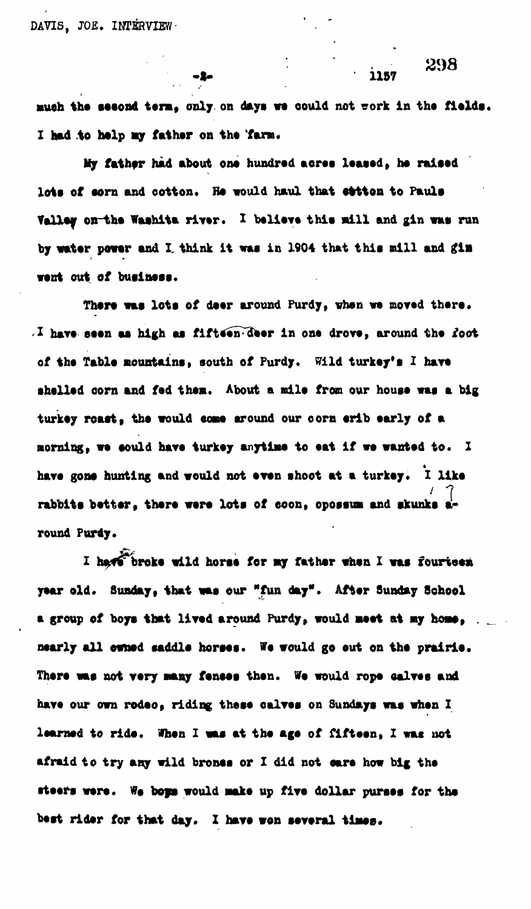much the second term, only on days we could not work in the fields. I had to help my father on the farm.

My father had about one hundred acres leased, he raised lots of corn and cotton. He would haul that cotton to Pauls Valley on the Washita river. I believe this mill and gin was run by water power and I think it was in 1904 that this mill and gin went out of business.

There was lots of deer around Purdy, when we moved there. I have seen as high as fifteen deer in one drove, around the foot of the Table mountains, south of Purdy. Wild turkey's I have shelled corn and fed them. About a mile from our house was a big turkey roast, the would come around our corn crib early of a morning, we could have turkey anytime to eat if we wanted to. I have gone hunting and would not even shoot at a turkey. I like rabbits better, there were lots of coon, opossum and skunks around Purdy.

I have broke wild horse for my father when I was fourteen year old. Sunday, that was our "fun day". After Sunday School a group of boys that lived around Purdy, would meet at my home, nearly all owned saddle horses. We would go out on the prairie. There was not very many fences then. We would rope calves and have our own rodeo, riding these calves on Sundays was when I learned to ride. When I was at the age of fifteen, I was not afraid to try any wild broncs or I did not care how big the steers were. We boys would make up five dollar purses for the best rider for that day. I have won several times.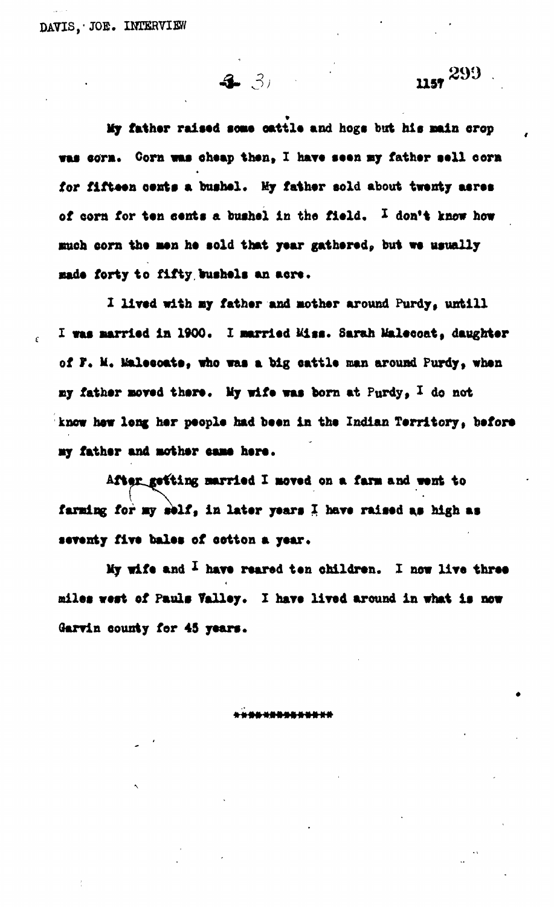My father raised some cattle and hogs but his main crop was corn. Corn was cheap then, I have seen my father sell corn for fifteen cents a bushel. My father sold about twenty acres of corn for ten cents a bushel in the field. I don't know how much corn the men he sold that year gathered, but we usually made forty to fifty bushels an acre.

I lived with my father and mother around Purdy, untill I was married in 1900. I married Miss. Sarah Malecoat, daughter of F. M. Malecoate, who was a big cattle man around Purdy, when my father moved there. My wife was born at Purdy, I do not know how long her people had been in the Indian Territory, before my father and mother came here.

After getting married I moved on a farm and went to farming for my self, in later years I have raised as high as seventy five bales of cotton a year.

My wife and I have reared ten children. I now live three miles west of Pauls Valley. I have lived around in what is now Garvin county for 45 years.

\*\*\*\*\*\*\*\*\*\*\*\*\*\*